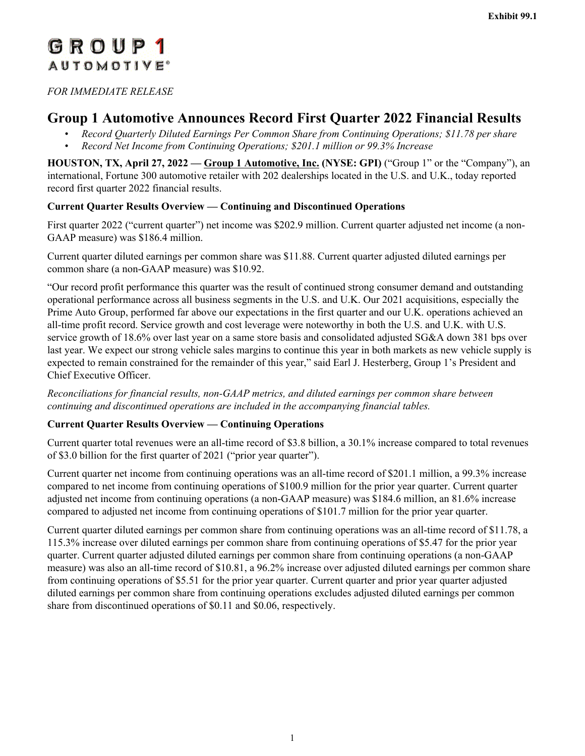Exhibit 99.1

GROUP 1 AUTOMOTIVE®

*FOR IMMEDIATE RELEASE*

# Group 1 Automotive Announces Record First Quarter 2022 Financial Results

- *Record Quarterly Diluted Earnings Per Common Share from Continuing Operations; $11.78 per share*
- *Record Net Income from Continuing Operations; $201.1 million or 99.3% Increase*

**HOUSTON, TX, April 27, 2022 — Group 1 Automotive, Inc. (NYSE: GPI)** ("Group 1" or the "Company"), an international, Fortune 300 automotive retailer with 202 dealerships located in the U.S. and U.K., today reported record first quarter 2022 financial results.

**Current Quarter Results Overview — Continuing and Discontinued Operations**

First quarter 2022 ("current quarter") net income was $202.9 million. Current quarter adjusted net income (a non-GAAP measure) was $186.4 million.

Current quarter diluted earnings per common share was $11.88. Current quarter adjusted diluted earnings per common share (a non-GAAP measure) was $10.92.

"Our record profit performance this quarter was the result of continued strong consumer demand and outstanding operational performance across all business segments in the U.S. and U.K. Our 2021 acquisitions, especially the Prime Auto Group, performed far above our expectations in the first quarter and our U.K. operations achieved an all-time profit record. Service growth and cost leverage were noteworthy in both the U.S. and U.K. with U.S. service growth of 18.6% over last year on a same store basis and consolidated adjusted SG&A down 381 bps over last year. We expect our strong vehicle sales margins to continue this year in both markets as new vehicle supply is expected to remain constrained for the remainder of this year," said Earl J. Hesterberg, Group 1's President and Chief Executive Officer.

*Reconciliations for financial results, non-GAAP metrics, and diluted earnings per common share between continuing and discontinued operations are included in the accompanying financial tables.*

**Current Quarter Results Overview — Continuing Operations**

Current quarter total revenues were an all-time record of $3.8 billion, a 30.1% increase compared to total revenues of $3.0 billion for the first quarter of 2021 ("prior year quarter").

Current quarter net income from continuing operations was an all-time record of $201.1 million, a 99.3% increase compared to net income from continuing operations of $100.9 million for the prior year quarter. Current quarter adjusted net income from continuing operations (a non-GAAP measure) was $184.6 million, an 81.6% increase compared to adjusted net income from continuing operations of $101.7 million for the prior year quarter.

Current quarter diluted earnings per common share from continuing operations was an all-time record of $11.78, a 115.3% increase over diluted earnings per common share from continuing operations of $5.47 for the prior year quarter. Current quarter adjusted diluted earnings per common share from continuing operations (a non-GAAP measure) was also an all-time record of $10.81, a 96.2% increase over adjusted diluted earnings per common share from continuing operations of $5.51 for the prior year quarter. Current quarter and prior year quarter adjusted diluted earnings per common share from continuing operations excludes adjusted diluted earnings per common share from discontinued operations of $0.11 and $0.06, respectively.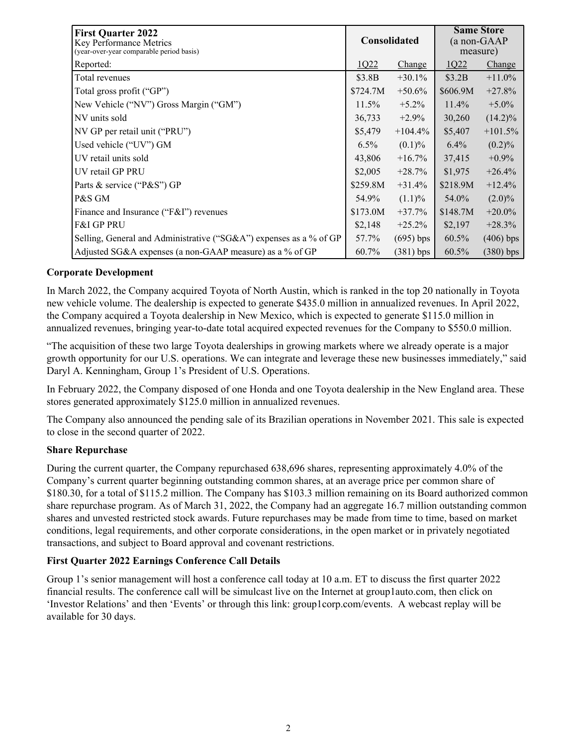| **First Quarter 2022** Key Performance Metrics (year-over-year comparable period basis) | **Consolidated** | | **Same Store** (a non-GAAP measure) | |
|---|---|---|---|---|
| Reported: | 1Q22 | Change | 1Q22 | Change |
| Total revenues | $3.8B | +30.1% | $3.2B | +11.0% |
| Total gross profit (“GP”) | $724.7M | +50.6% | $606.9M | +27.8% |
| New Vehicle (“NV”) Gross Margin (“GM”) | 11.5% | +5.2% | 11.4% | +5.0% |
| NV units sold | 36,733 | +2.9% | 30,260 | (14.2)% |
| NV GP per retail unit (“PRU”) | $5,479 | +104.4% | $5,407 | +101.5% |
| Used vehicle (“UV”) GM | 6.5% | (0.1)% | 6.4% | (0.2)% |
| UV retail units sold | 43,806 | +16.7% | 37,415 | +0.9% |
| UV retail GP PRU | $2,005 | +28.7% | $1,975 | +26.4% |
| Parts & service (“P&S”) GP | $259.8M | +31.4% | $218.9M | +12.4% |
| P&S GM | 54.9% | (1.1)% | 54.0% | (2.0)% |
| Finance and Insurance (“F&I”) revenues | $173.0M | +37.7% | $148.7M | +20.0% |
| F&I GP PRU | $2,148 | +25.2% | $2,197 | +28.3% |
| Selling, General and Administrative (“SG&A”) expenses as a % of GP | 57.7% | (695) bps | 60.5% | (406) bps |
| Adjusted SG&A expenses (a non-GAAP measure) as a % of GP | 60.7% | (381) bps | 60.5% | (380) bps |

**Corporate Development**

In March 2022, the Company acquired Toyota of North Austin, which is ranked in the top 20 nationally in Toyota new vehicle volume. The dealership is expected to generate $435.0 million in annualized revenues. In April 2022, the Company acquired a Toyota dealership in New Mexico, which is expected to generate $115.0 million in annualized revenues, bringing year-to-date total acquired expected revenues for the Company to $550.0 million.

“The acquisition of these two large Toyota dealerships in growing markets where we already operate is a major growth opportunity for our U.S. operations. We can integrate and leverage these new businesses immediately,” said Daryl A. Kenningham, Group 1’s President of U.S. Operations.

In February 2022, the Company disposed of one Honda and one Toyota dealership in the New England area. These stores generated approximately $125.0 million in annualized revenues.

The Company also announced the pending sale of its Brazilian operations in November 2021. This sale is expected to close in the second quarter of 2022.

**Share Repurchase**

During the current quarter, the Company repurchased 638,696 shares, representing approximately 4.0% of the Company’s current quarter beginning outstanding common shares, at an average price per common share of $180.30, for a total of $115.2 million. The Company has $103.3 million remaining on its Board authorized common share repurchase program. As of March 31, 2022, the Company had an aggregate 16.7 million outstanding common shares and unvested restricted stock awards. Future repurchases may be made from time to time, based on market conditions, legal requirements, and other corporate considerations, in the open market or in privately negotiated transactions, and subject to Board approval and covenant restrictions.

**First Quarter 2022 Earnings Conference Call Details**

Group 1’s senior management will host a conference call today at 10 a.m. ET to discuss the first quarter 2022 financial results. The conference call will be simulcast live on the Internet at group1auto.com, then click on ‘Investor Relations’ and then ‘Events’ or through this link: group1corp.com/events. A webcast replay will be available for 30 days.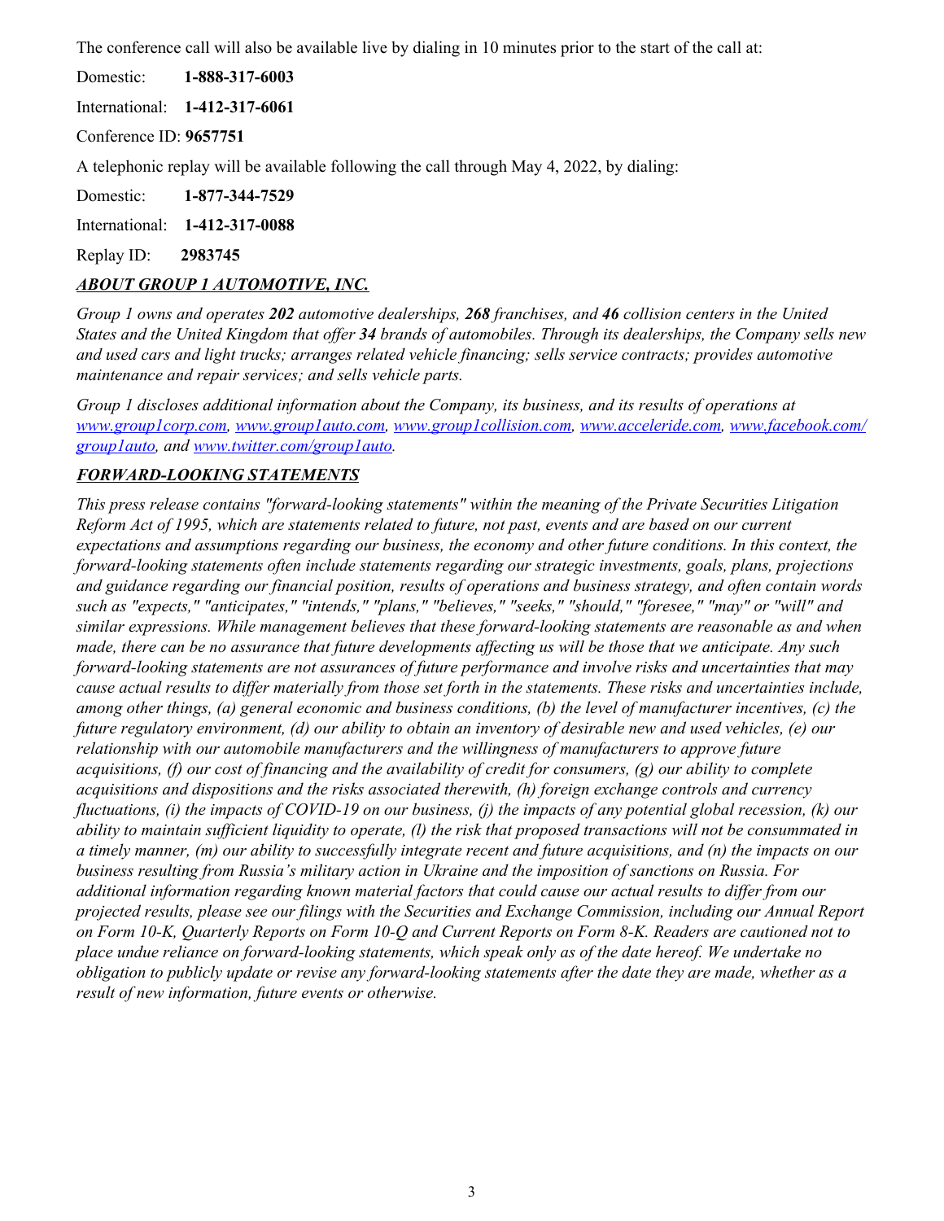The conference call will also be available live by dialing in 10 minutes prior to the start of the call at:

Domestic: **1-888-317-6003**

International: **1-412-317-6061**

Conference ID: **9657751**

A telephonic replay will be available following the call through May 4, 2022, by dialing:

Domestic: **1-877-344-7529**

International: **1-412-317-0088**

Replay ID: **2983745**

## ***ABOUT GROUP 1 AUTOMOTIVE, INC.***

*Group 1 owns and operates **202** automotive dealerships, **268** franchises, and **46** collision centers in the United States and the United Kingdom that offer **34** brands of automobiles. Through its dealerships, the Company sells new and used cars and light trucks; arranges related vehicle financing; sells service contracts; provides automotive maintenance and repair services; and sells vehicle parts.*

*Group 1 discloses additional information about the Company, its business, and its results of operations at www.group1corp.com, www.group1auto.com, www.group1collision.com, www.acceleride.com, www.facebook.com/group1auto, and www.twitter.com/group1auto.*

## ***FORWARD-LOOKING STATEMENTS***

*This press release contains "forward-looking statements" within the meaning of the Private Securities Litigation Reform Act of 1995, which are statements related to future, not past, events and are based on our current expectations and assumptions regarding our business, the economy and other future conditions. In this context, the forward-looking statements often include statements regarding our strategic investments, goals, plans, projections and guidance regarding our financial position, results of operations and business strategy, and often contain words such as "expects," "anticipates," "intends," "plans," "believes," "seeks," "should," "foresee," "may" or "will" and similar expressions. While management believes that these forward-looking statements are reasonable as and when made, there can be no assurance that future developments affecting us will be those that we anticipate. Any such forward-looking statements are not assurances of future performance and involve risks and uncertainties that may cause actual results to differ materially from those set forth in the statements. These risks and uncertainties include, among other things, (a) general economic and business conditions, (b) the level of manufacturer incentives, (c) the future regulatory environment, (d) our ability to obtain an inventory of desirable new and used vehicles, (e) our relationship with our automobile manufacturers and the willingness of manufacturers to approve future acquisitions, (f) our cost of financing and the availability of credit for consumers, (g) our ability to complete acquisitions and dispositions and the risks associated therewith, (h) foreign exchange controls and currency fluctuations, (i) the impacts of COVID-19 on our business, (j) the impacts of any potential global recession, (k) our ability to maintain sufficient liquidity to operate, (l) the risk that proposed transactions will not be consummated in a timely manner, (m) our ability to successfully integrate recent and future acquisitions, and (n) the impacts on our business resulting from Russia's military action in Ukraine and the imposition of sanctions on Russia. For additional information regarding known material factors that could cause our actual results to differ from our projected results, please see our filings with the Securities and Exchange Commission, including our Annual Report on Form 10-K, Quarterly Reports on Form 10-Q and Current Reports on Form 8-K. Readers are cautioned not to place undue reliance on forward-looking statements, which speak only as of the date hereof. We undertake no obligation to publicly update or revise any forward-looking statements after the date they are made, whether as a result of new information, future events or otherwise.*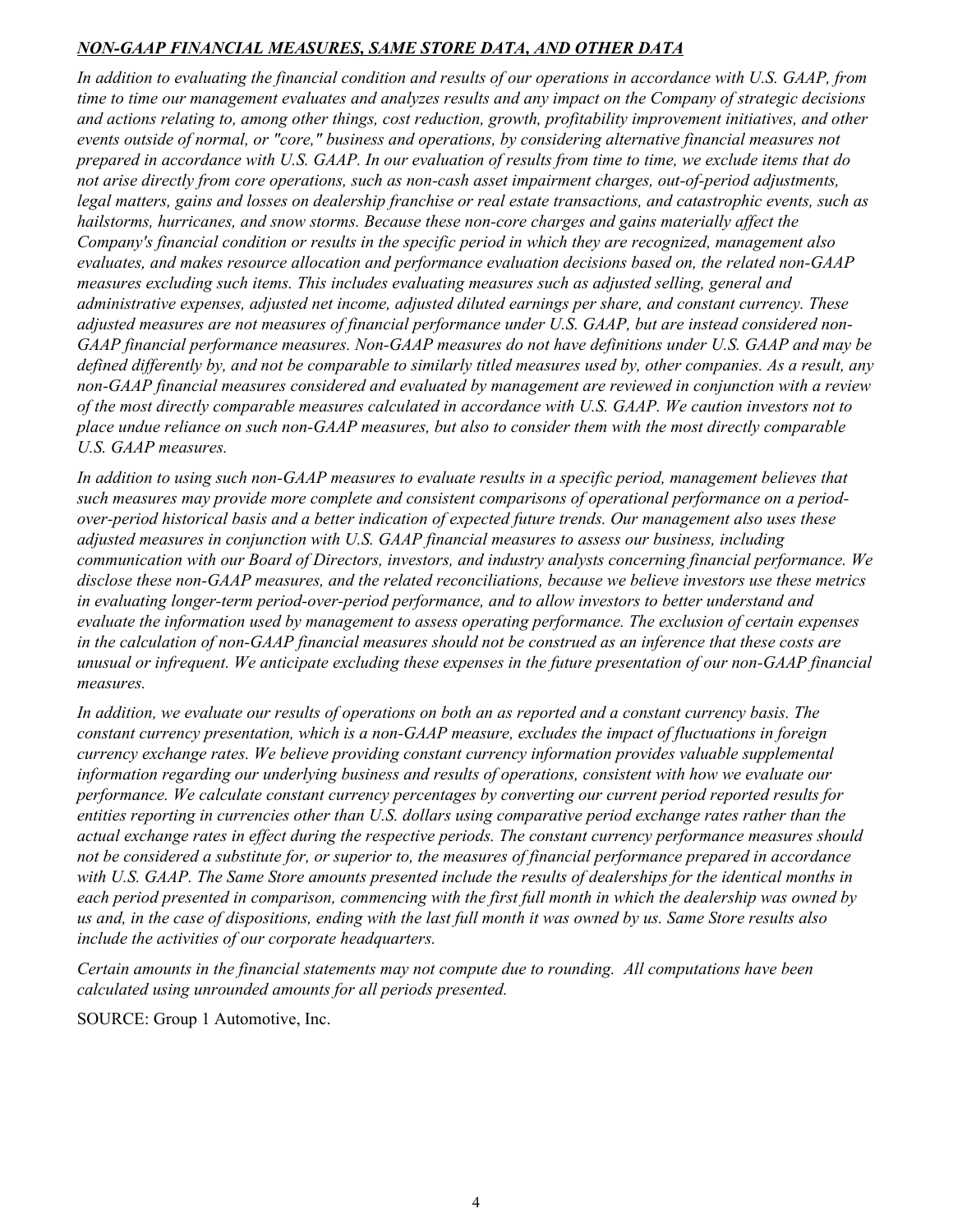***NON-GAAP FINANCIAL MEASURES, SAME STORE DATA, AND OTHER DATA***

*In addition to evaluating the financial condition and results of our operations in accordance with U.S. GAAP, from time to time our management evaluates and analyzes results and any impact on the Company of strategic decisions and actions relating to, among other things, cost reduction, growth, profitability improvement initiatives, and other events outside of normal, or "core," business and operations, by considering alternative financial measures not prepared in accordance with U.S. GAAP. In our evaluation of results from time to time, we exclude items that do not arise directly from core operations, such as non-cash asset impairment charges, out-of-period adjustments, legal matters, gains and losses on dealership franchise or real estate transactions, and catastrophic events, such as hailstorms, hurricanes, and snow storms. Because these non-core charges and gains materially affect the Company's financial condition or results in the specific period in which they are recognized, management also evaluates, and makes resource allocation and performance evaluation decisions based on, the related non-GAAP measures excluding such items. This includes evaluating measures such as adjusted selling, general and administrative expenses, adjusted net income, adjusted diluted earnings per share, and constant currency. These adjusted measures are not measures of financial performance under U.S. GAAP, but are instead considered non-GAAP financial performance measures. Non-GAAP measures do not have definitions under U.S. GAAP and may be defined differently by, and not be comparable to similarly titled measures used by, other companies. As a result, any non-GAAP financial measures considered and evaluated by management are reviewed in conjunction with a review of the most directly comparable measures calculated in accordance with U.S. GAAP. We caution investors not to place undue reliance on such non-GAAP measures, but also to consider them with the most directly comparable U.S. GAAP measures.*

*In addition to using such non-GAAP measures to evaluate results in a specific period, management believes that such measures may provide more complete and consistent comparisons of operational performance on a period-over-period historical basis and a better indication of expected future trends. Our management also uses these adjusted measures in conjunction with U.S. GAAP financial measures to assess our business, including communication with our Board of Directors, investors, and industry analysts concerning financial performance. We disclose these non-GAAP measures, and the related reconciliations, because we believe investors use these metrics in evaluating longer-term period-over-period performance, and to allow investors to better understand and evaluate the information used by management to assess operating performance. The exclusion of certain expenses in the calculation of non-GAAP financial measures should not be construed as an inference that these costs are unusual or infrequent. We anticipate excluding these expenses in the future presentation of our non-GAAP financial measures.*

*In addition, we evaluate our results of operations on both an as reported and a constant currency basis. The constant currency presentation, which is a non-GAAP measure, excludes the impact of fluctuations in foreign currency exchange rates. We believe providing constant currency information provides valuable supplemental information regarding our underlying business and results of operations, consistent with how we evaluate our performance. We calculate constant currency percentages by converting our current period reported results for entities reporting in currencies other than U.S. dollars using comparative period exchange rates rather than the actual exchange rates in effect during the respective periods. The constant currency performance measures should not be considered a substitute for, or superior to, the measures of financial performance prepared in accordance with U.S. GAAP. The Same Store amounts presented include the results of dealerships for the identical months in each period presented in comparison, commencing with the first full month in which the dealership was owned by us and, in the case of dispositions, ending with the last full month it was owned by us. Same Store results also include the activities of our corporate headquarters.*

*Certain amounts in the financial statements may not compute due to rounding. All computations have been calculated using unrounded amounts for all periods presented.*

SOURCE: Group 1 Automotive, Inc.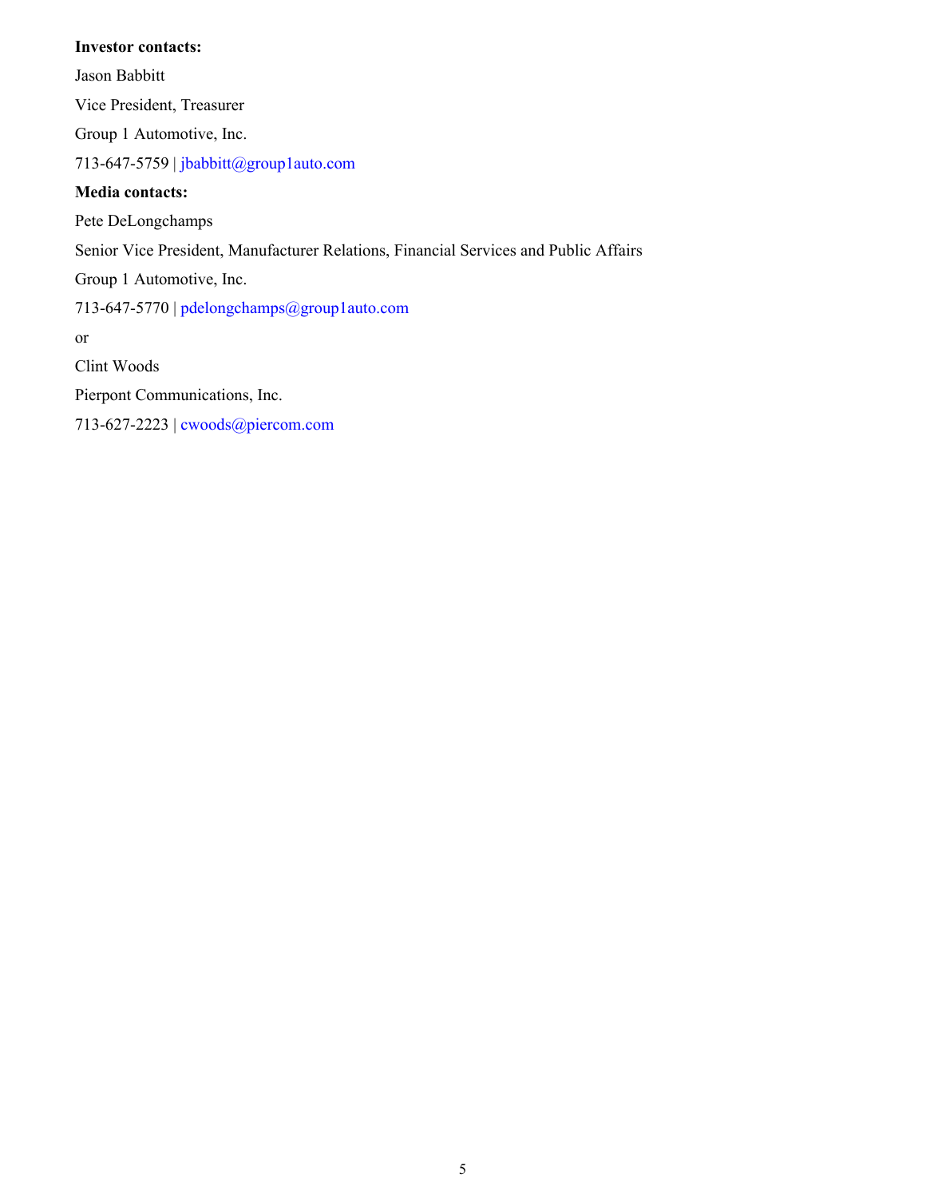**Investor contacts:**

Jason Babbitt

Vice President, Treasurer

Group 1 Automotive, Inc.

713-647-5759 | jbabbitt@group1auto.com

**Media contacts:**

Pete DeLongchamps

Senior Vice President, Manufacturer Relations, Financial Services and Public Affairs

Group 1 Automotive, Inc.

713-647-5770 | pdelongchamps@group1auto.com

or

Clint Woods

Pierpont Communications, Inc.

713-627-2223 | cwoods@piercom.com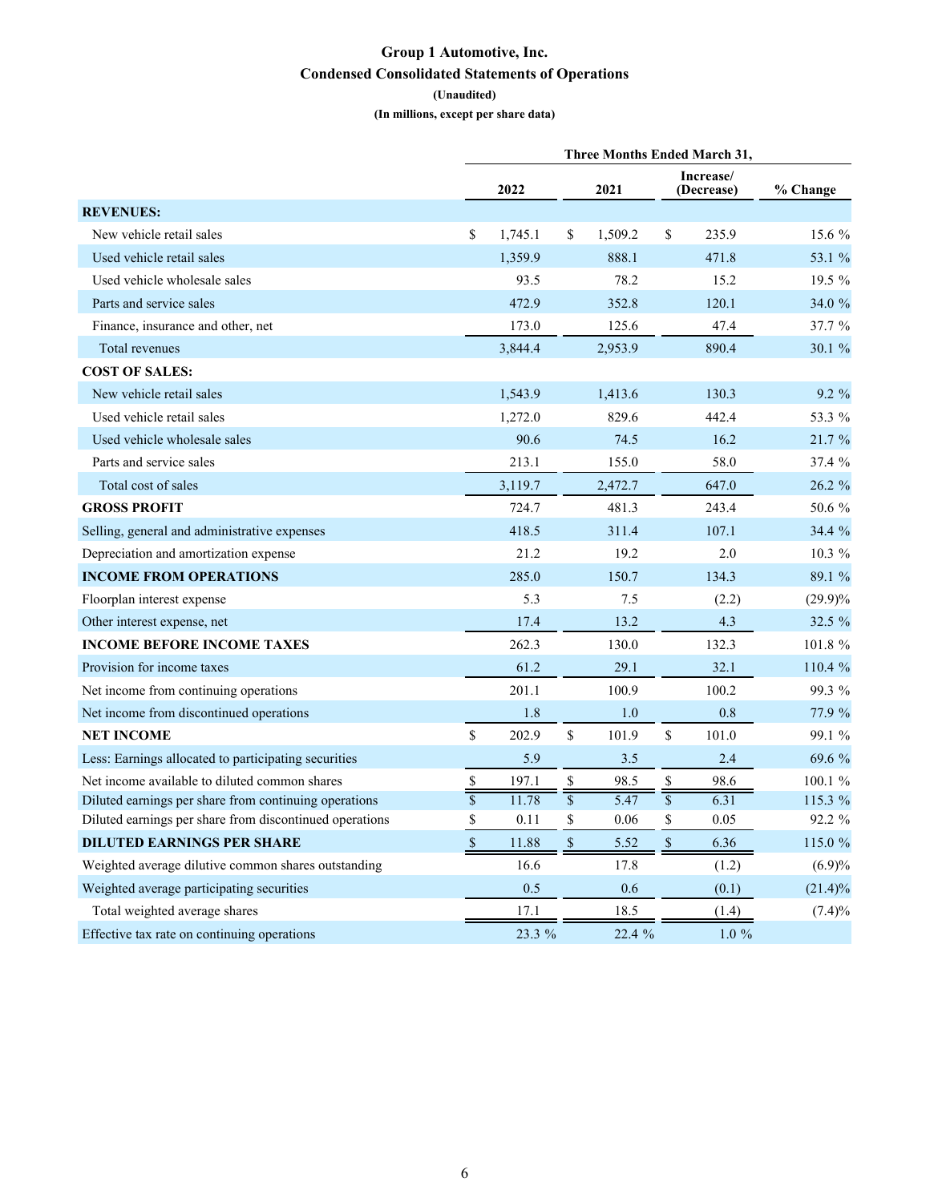# Group 1 Automotive, Inc.

## Condensed Consolidated Statements of Operations

**(Unaudited)**

**(In millions, except per share data)**

| | Three Months Ended March 31, | | | |
|---|---|---|---|---|
| | 2022 | 2021 | Increase/ (Decrease) | % Change |
| **REVENUES:** | | | | |
| New vehicle retail sales | $ 1,745.1 | $ 1,509.2 | $ 235.9 | 15.6 % |
| Used vehicle retail sales | 1,359.9 | 888.1 | 471.8 | 53.1 % |
| Used vehicle wholesale sales | 93.5 | 78.2 | 15.2 | 19.5 % |
| Parts and service sales | 472.9 | 352.8 | 120.1 | 34.0 % |
| Finance, insurance and other, net | 173.0 | 125.6 | 47.4 | 37.7 % |
| Total revenues | 3,844.4 | 2,953.9 | 890.4 | 30.1 % |
| **COST OF SALES:** | | | | |
| New vehicle retail sales | 1,543.9 | 1,413.6 | 130.3 | 9.2 % |
| Used vehicle retail sales | 1,272.0 | 829.6 | 442.4 | 53.3 % |
| Used vehicle wholesale sales | 90.6 | 74.5 | 16.2 | 21.7 % |
| Parts and service sales | 213.1 | 155.0 | 58.0 | 37.4 % |
| Total cost of sales | 3,119.7 | 2,472.7 | 647.0 | 26.2 % |
| **GROSS PROFIT** | 724.7 | 481.3 | 243.4 | 50.6 % |
| Selling, general and administrative expenses | 418.5 | 311.4 | 107.1 | 34.4 % |
| Depreciation and amortization expense | 21.2 | 19.2 | 2.0 | 10.3 % |
| **INCOME FROM OPERATIONS** | 285.0 | 150.7 | 134.3 | 89.1 % |
| Floorplan interest expense | 5.3 | 7.5 | (2.2) | (29.9)% |
| Other interest expense, net | 17.4 | 13.2 | 4.3 | 32.5 % |
| **INCOME BEFORE INCOME TAXES** | 262.3 | 130.0 | 132.3 | 101.8 % |
| Provision for income taxes | 61.2 | 29.1 | 32.1 | 110.4 % |
| Net income from continuing operations | 201.1 | 100.9 | 100.2 | 99.3 % |
| Net income from discontinued operations | 1.8 | 1.0 | 0.8 | 77.9 % |
| **NET INCOME** | $ 202.9 | $ 101.9 | $ 101.0 | 99.1 % |
| Less: Earnings allocated to participating securities | 5.9 | 3.5 | 2.4 | 69.6 % |
| Net income available to diluted common shares | $ 197.1 | $ 98.5 | $ 98.6 | 100.1 % |
| Diluted earnings per share from continuing operations | $ 11.78 | $ 5.47 | $ 6.31 | 115.3 % |
| Diluted earnings per share from discontinued operations | $ 0.11 | $ 0.06 | $ 0.05 | 92.2 % |
| **DILUTED EARNINGS PER SHARE** | $ 11.88 | $ 5.52 | $ 6.36 | 115.0 % |
| Weighted average dilutive common shares outstanding | 16.6 | 17.8 | (1.2) | (6.9)% |
| Weighted average participating securities | 0.5 | 0.6 | (0.1) | (21.4)% |
| Total weighted average shares | 17.1 | 18.5 | (1.4) | (7.4)% |
| Effective tax rate on continuing operations | 23.3 % | 22.4 % | 1.0 % | |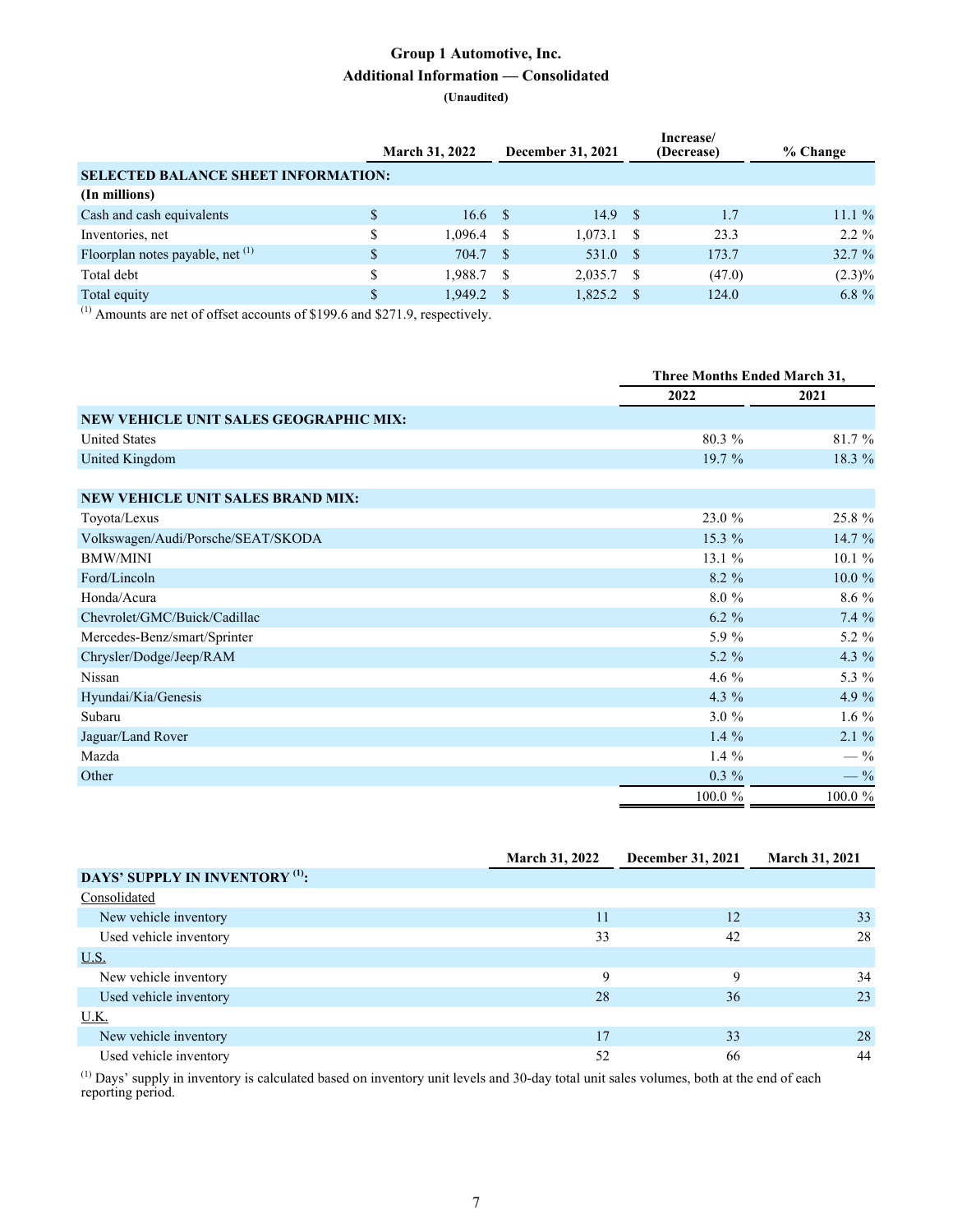# Group 1 Automotive, Inc.
## Additional Information — Consolidated
**(Unaudited)**

| | March 31, 2022 | December 31, 2021 | Increase/ (Decrease) | % Change |
|---|---|---|---|---|
| **SELECTED BALANCE SHEET INFORMATION:** | | | | |
| **(In millions)** | | | | |
| Cash and cash equivalents | $ 16.6 | $ 14.9 | $ 1.7 | 11.1 % |
| Inventories, net | $ 1,096.4 | $ 1,073.1 | $ 23.3 | 2.2 % |
| Floorplan notes payable, net [(1)] | $ 704.7 | $ 531.0 | $ 173.7 | 32.7 % |
| Total debt | $ 1,988.7 | $ 2,035.7 | $ (47.0) | (2.3)% |
| Total equity | $ 1,949.2 | $ 1,825.2 | $ 124.0 | 6.8 % |

[(1)] Amounts are net of offset accounts of $199.6 and $271.9, respectively.

| | Three Months Ended March 31, | |
|---|---|---|
| | 2022 | 2021 |
| **NEW VEHICLE UNIT SALES GEOGRAPHIC MIX:** | | |
| United States | 80.3 % | 81.7 % |
| United Kingdom | 19.7 % | 18.3 % |
| | | |
| **NEW VEHICLE UNIT SALES BRAND MIX:** | | |
| Toyota/Lexus | 23.0 % | 25.8 % |
| Volkswagen/Audi/Porsche/SEAT/SKODA | 15.3 % | 14.7 % |
| BMW/MINI | 13.1 % | 10.1 % |
| Ford/Lincoln | 8.2 % | 10.0 % |
| Honda/Acura | 8.0 % | 8.6 % |
| Chevrolet/GMC/Buick/Cadillac | 6.2 % | 7.4 % |
| Mercedes-Benz/smart/Sprinter | 5.9 % | 5.2 % |
| Chrysler/Dodge/Jeep/RAM | 5.2 % | 4.3 % |
| Nissan | 4.6 % | 5.3 % |
| Hyundai/Kia/Genesis | 4.3 % | 4.9 % |
| Subaru | 3.0 % | 1.6 % |
| Jaguar/Land Rover | 1.4 % | 2.1 % |
| Mazda | 1.4 % | — % |
| Other | 0.3 % | — % |
| | 100.0 % | 100.0 % |

| | March 31, 2022 | December 31, 2021 | March 31, 2021 |
|---|---|---|---|
| **DAYS' SUPPLY IN INVENTORY [(1)]:** | | | |
| Consolidated | | | |
| New vehicle inventory | 11 | 12 | 33 |
| Used vehicle inventory | 33 | 42 | 28 |
| U.S. | | | |
| New vehicle inventory | 9 | 9 | 34 |
| Used vehicle inventory | 28 | 36 | 23 |
| U.K. | | | |
| New vehicle inventory | 17 | 33 | 28 |
| Used vehicle inventory | 52 | 66 | 44 |

[(1)] Days' supply in inventory is calculated based on inventory unit levels and 30-day total unit sales volumes, both at the end of each reporting period.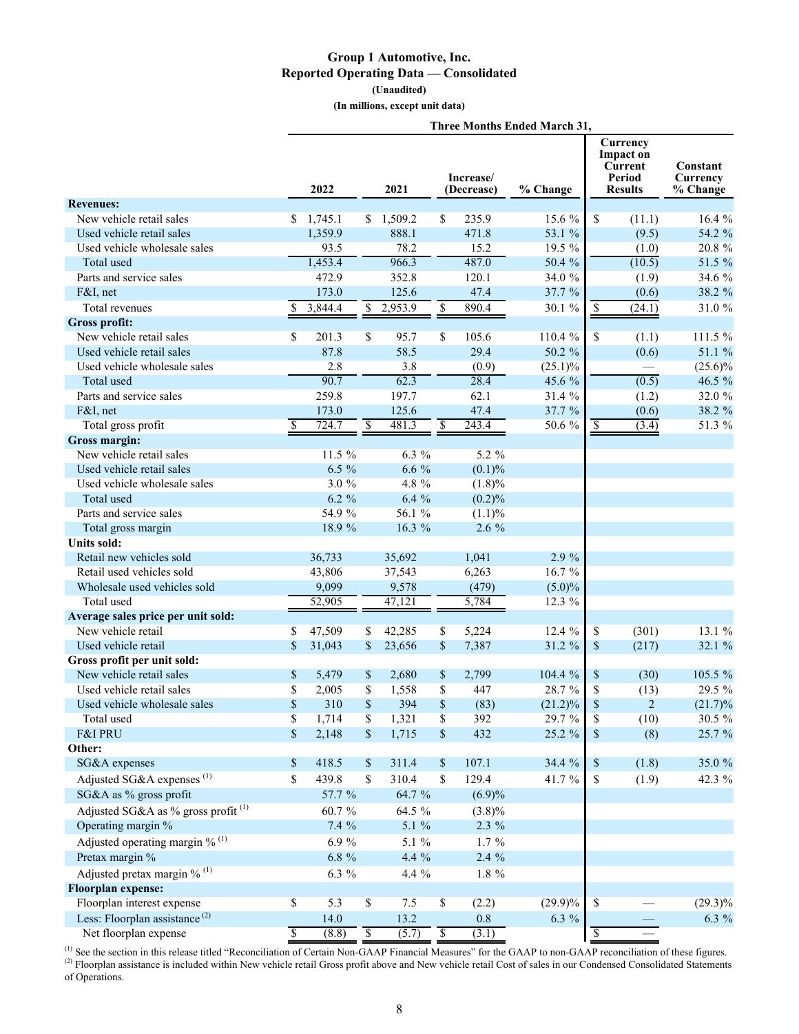# Group 1 Automotive, Inc.

## Reported Operating Data — Consolidated

**(Unaudited)**

**(In millions, except unit data)**

| | Three Months Ended March 31, | | | | | |
|---|---|---|---|---|---|---|
| | 2022 | 2021 | Increase/ (Decrease) | % Change | Currency Impact on Current Period Results | Constant Currency % Change |
| **Revenues:** | | | | | | |
| New vehicle retail sales | $ 1,745.1 | $ 1,509.2 | $ 235.9 | 15.6 % | $ (11.1) | 16.4 % |
| Used vehicle retail sales | 1,359.9 | 888.1 | 471.8 | 53.1 % | (9.5) | 54.2 % |
| Used vehicle wholesale sales | 93.5 | 78.2 | 15.2 | 19.5 % | (1.0) | 20.8 % |
| Total used | 1,453.4 | 966.3 | 487.0 | 50.4 % | (10.5) | 51.5 % |
| Parts and service sales | 472.9 | 352.8 | 120.1 | 34.0 % | (1.9) | 34.6 % |
| F&I, net | 173.0 | 125.6 | 47.4 | 37.7 % | (0.6) | 38.2 % |
| Total revenues | $ 3,844.4 | $ 2,953.9 | $ 890.4 | 30.1 % | $ (24.1) | 31.0 % |
| **Gross profit:** | | | | | | |
| New vehicle retail sales | $ 201.3 | $ 95.7 | $ 105.6 | 110.4 % | $ (1.1) | 111.5 % |
| Used vehicle retail sales | 87.8 | 58.5 | 29.4 | 50.2 % | (0.6) | 51.1 % |
| Used vehicle wholesale sales | 2.8 | 3.8 | (0.9) | (25.1)% | — | (25.6)% |
| Total used | 90.7 | 62.3 | 28.4 | 45.6 % | (0.5) | 46.5 % |
| Parts and service sales | 259.8 | 197.7 | 62.1 | 31.4 % | (1.2) | 32.0 % |
| F&I, net | 173.0 | 125.6 | 47.4 | 37.7 % | (0.6) | 38.2 % |
| Total gross profit | $ 724.7 | $ 481.3 | $ 243.4 | 50.6 % | $ (3.4) | 51.3 % |
| **Gross margin:** | | | | | | |
| New vehicle retail sales | 11.5 % | 6.3 % | 5.2 % | | | |
| Used vehicle retail sales | 6.5 % | 6.6 % | (0.1)% | | | |
| Used vehicle wholesale sales | 3.0 % | 4.8 % | (1.8)% | | | |
| Total used | 6.2 % | 6.4 % | (0.2)% | | | |
| Parts and service sales | 54.9 % | 56.1 % | (1.1)% | | | |
| Total gross margin | 18.9 % | 16.3 % | 2.6 % | | | |
| **Units sold:** | | | | | | |
| Retail new vehicles sold | 36,733 | 35,692 | 1,041 | 2.9 % | | |
| Retail used vehicles sold | 43,806 | 37,543 | 6,263 | 16.7 % | | |
| Wholesale used vehicles sold | 9,099 | 9,578 | (479) | (5.0)% | | |
| Total used | 52,905 | 47,121 | 5,784 | 12.3 % | | |
| **Average sales price per unit sold:** | | | | | | |
| New vehicle retail | $ 47,509 | $ 42,285 | $ 5,224 | 12.4 % | $ (301) | 13.1 % |
| Used vehicle retail | $ 31,043 | $ 23,656 | $ 7,387 | 31.2 % | $ (217) | 32.1 % |
| **Gross profit per unit sold:** | | | | | | |
| New vehicle retail sales | $ 5,479 | $ 2,680 | $ 2,799 | 104.4 % | $ (30) | 105.5 % |
| Used vehicle retail sales | $ 2,005 | $ 1,558 | $ 447 | 28.7 % | $ (13) | 29.5 % |
| Used vehicle wholesale sales | $ 310 | $ 394 | $ (83) | (21.2)% | $ 2 | (21.7)% |
| Total used | $ 1,714 | $ 1,321 | $ 392 | 29.7 % | $ (10) | 30.5 % |
| F&I PRU | $ 2,148 | $ 1,715 | $ 432 | 25.2 % | $ (8) | 25.7 % |
| **Other:** | | | | | | |
| SG&A expenses | $ 418.5 | $ 311.4 | $ 107.1 | 34.4 % | $ (1.8) | 35.0 % |
| Adjusted SG&A expenses [(1)] | $ 439.8 | $ 310.4 | $ 129.4 | 41.7 % | $ (1.9) | 42.3 % |
| SG&A as % gross profit | 57.7 % | 64.7 % | (6.9)% | | | |
| Adjusted SG&A as % gross profit [(1)] | 60.7 % | 64.5 % | (3.8)% | | | |
| Operating margin % | 7.4 % | 5.1 % | 2.3 % | | | |
| Adjusted operating margin % [(1)] | 6.9 % | 5.1 % | 1.7 % | | | |
| Pretax margin % | 6.8 % | 4.4 % | 2.4 % | | | |
| Adjusted pretax margin % [(1)] | 6.3 % | 4.4 % | 1.8 % | | | |
| **Floorplan expense:** | | | | | | |
| Floorplan interest expense | $ 5.3 | $ 7.5 | $ (2.2) | (29.9)% | $ — | (29.3)% |
| Less: Floorplan assistance [(2)] | 14.0 | 13.2 | 0.8 | 6.3 % | — | 6.3 % |
| Net floorplan expense | $ (8.8) | $ (5.7) | $ (3.1) | | $ — | |

[(1)] See the section in this release titled "Reconciliation of Certain Non-GAAP Financial Measures" for the GAAP to non-GAAP reconciliation of these figures.
[(2)] Floorplan assistance is included within New vehicle retail Gross profit above and New vehicle retail Cost of sales in our Condensed Consolidated Statements of Operations.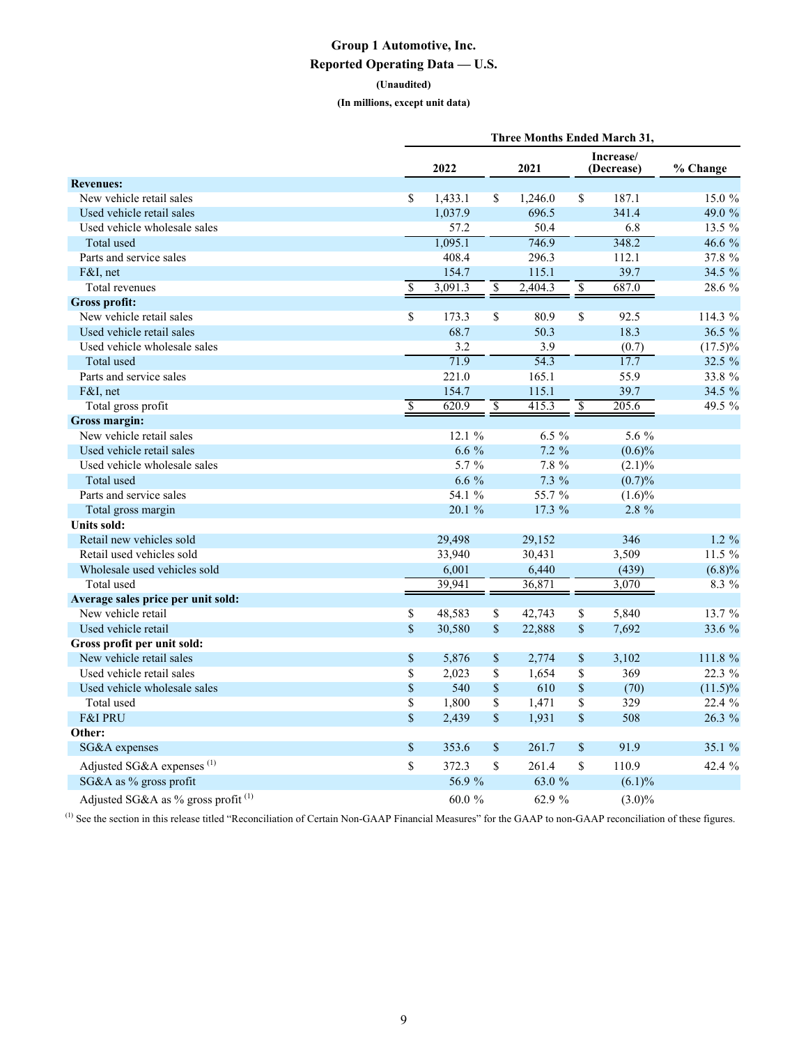# Group 1 Automotive, Inc.

## Reported Operating Data — U.S.

**(Unaudited)**

**(In millions, except unit data)**

| | Three Months Ended March 31, | | | |
|---|---|---|---|---|
| | 2022 | 2021 | Increase/ (Decrease) | % Change |
| **Revenues:** | | | | |
| New vehicle retail sales | $ 1,433.1 | $ 1,246.0 | $ 187.1 | 15.0 % |
| Used vehicle retail sales | 1,037.9 | 696.5 | 341.4 | 49.0 % |
| Used vehicle wholesale sales | 57.2 | 50.4 | 6.8 | 13.5 % |
| Total used | 1,095.1 | 746.9 | 348.2 | 46.6 % |
| Parts and service sales | 408.4 | 296.3 | 112.1 | 37.8 % |
| F&I, net | 154.7 | 115.1 | 39.7 | 34.5 % |
| Total revenues | $ 3,091.3 | $ 2,404.3 | $ 687.0 | 28.6 % |
| **Gross profit:** | | | | |
| New vehicle retail sales | $ 173.3 | $ 80.9 | $ 92.5 | 114.3 % |
| Used vehicle retail sales | 68.7 | 50.3 | 18.3 | 36.5 % |
| Used vehicle wholesale sales | 3.2 | 3.9 | (0.7) | (17.5)% |
| Total used | 71.9 | 54.3 | 17.7 | 32.5 % |
| Parts and service sales | 221.0 | 165.1 | 55.9 | 33.8 % |
| F&I, net | 154.7 | 115.1 | 39.7 | 34.5 % |
| Total gross profit | $ 620.9 | $ 415.3 | $ 205.6 | 49.5 % |
| **Gross margin:** | | | | |
| New vehicle retail sales | 12.1 % | 6.5 % | 5.6 % | |
| Used vehicle retail sales | 6.6 % | 7.2 % | (0.6)% | |
| Used vehicle wholesale sales | 5.7 % | 7.8 % | (2.1)% | |
| Total used | 6.6 % | 7.3 % | (0.7)% | |
| Parts and service sales | 54.1 % | 55.7 % | (1.6)% | |
| Total gross margin | 20.1 % | 17.3 % | 2.8 % | |
| **Units sold:** | | | | |
| Retail new vehicles sold | 29,498 | 29,152 | 346 | 1.2 % |
| Retail used vehicles sold | 33,940 | 30,431 | 3,509 | 11.5 % |
| Wholesale used vehicles sold | 6,001 | 6,440 | (439) | (6.8)% |
| Total used | 39,941 | 36,871 | 3,070 | 8.3 % |
| **Average sales price per unit sold:** | | | | |
| New vehicle retail | $ 48,583 | $ 42,743 | $ 5,840 | 13.7 % |
| Used vehicle retail | $ 30,580 | $ 22,888 | $ 7,692 | 33.6 % |
| **Gross profit per unit sold:** | | | | |
| New vehicle retail sales | $ 5,876 | $ 2,774 | $ 3,102 | 111.8 % |
| Used vehicle retail sales | $ 2,023 | $ 1,654 | $ 369 | 22.3 % |
| Used vehicle wholesale sales | $ 540 | $ 610 | $ (70) | (11.5)% |
| Total used | $ 1,800 | $ 1,471 | $ 329 | 22.4 % |
| F&I PRU | $ 2,439 | $ 1,931 | $ 508 | 26.3 % |
| **Other:** | | | | |
| SG&A expenses | $ 353.6 | $ 261.7 | $ 91.9 | 35.1 % |
| Adjusted SG&A expenses [(1)] | $ 372.3 | $ 261.4 | $ 110.9 | 42.4 % |
| SG&A as % gross profit | 56.9 % | 63.0 % | (6.1)% | |
| Adjusted SG&A as % gross profit [(1)] | 60.0 % | 62.9 % | (3.0)% | |

[(1)] See the section in this release titled "Reconciliation of Certain Non-GAAP Financial Measures" for the GAAP to non-GAAP reconciliation of these figures.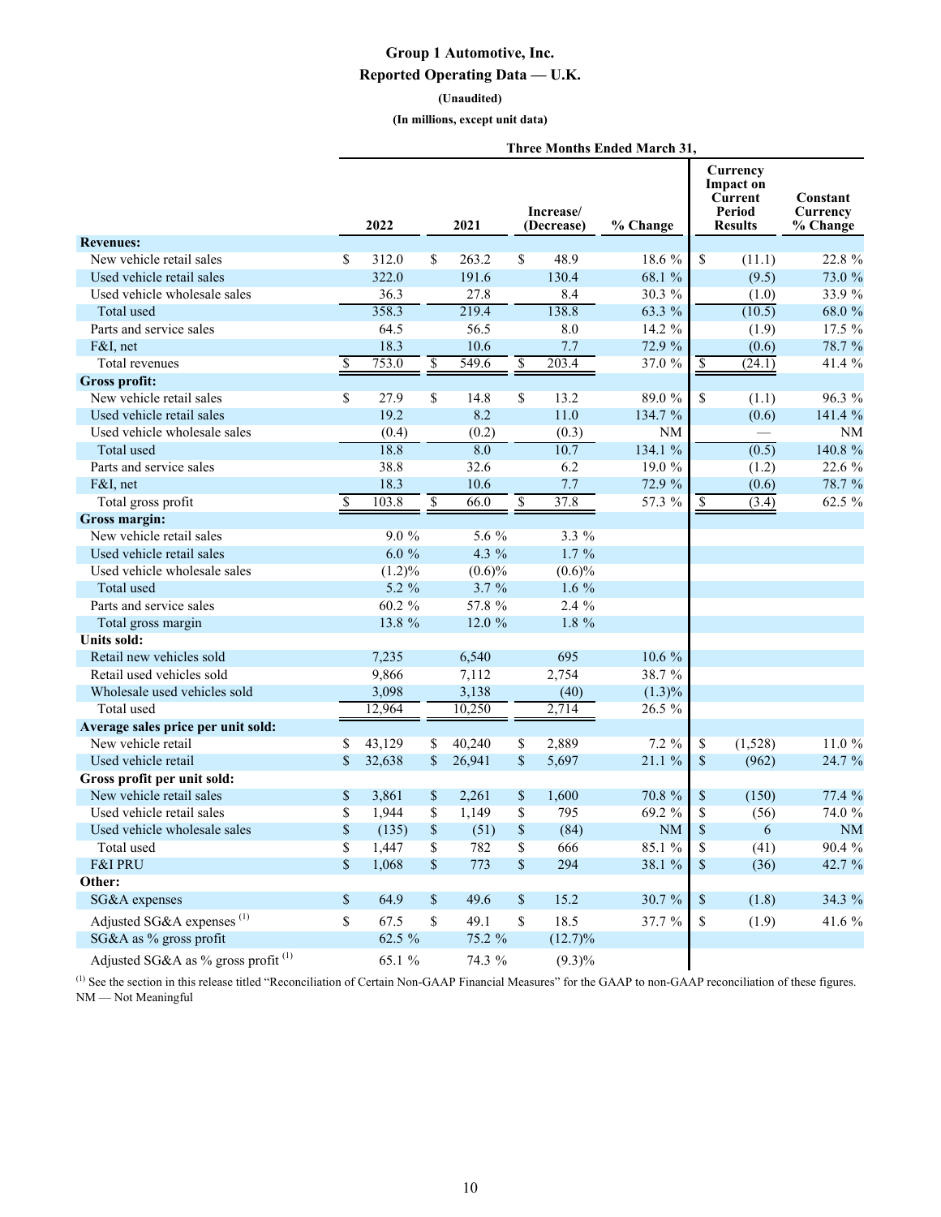# Group 1 Automotive, Inc.

## Reported Operating Data — U.K.

**(Unaudited)**

**(In millions, except unit data)**

| | Three Months Ended March 31, | | | | | |
|---|---|---|---|---|---|---|
| | 2022 | 2021 | Increase/ (Decrease) | % Change | Currency Impact on Current Period Results | Constant Currency % Change |
| **Revenues:** | | | | | | |
| New vehicle retail sales | $ 312.0 | $ 263.2 | $ 48.9 | 18.6 % | $ (11.1) | 22.8 % |
| Used vehicle retail sales | 322.0 | 191.6 | 130.4 | 68.1 % | (9.5) | 73.0 % |
| Used vehicle wholesale sales | 36.3 | 27.8 | 8.4 | 30.3 % | (1.0) | 33.9 % |
| Total used | 358.3 | 219.4 | 138.8 | 63.3 % | (10.5) | 68.0 % |
| Parts and service sales | 64.5 | 56.5 | 8.0 | 14.2 % | (1.9) | 17.5 % |
| F&I, net | 18.3 | 10.6 | 7.7 | 72.9 % | (0.6) | 78.7 % |
| Total revenues | $ 753.0 | $ 549.6 | $ 203.4 | 37.0 % | $ (24.1) | 41.4 % |
| **Gross profit:** | | | | | | |
| New vehicle retail sales | $ 27.9 | $ 14.8 | $ 13.2 | 89.0 % | $ (1.1) | 96.3 % |
| Used vehicle retail sales | 19.2 | 8.2 | 11.0 | 134.7 % | (0.6) | 141.4 % |
| Used vehicle wholesale sales | (0.4) | (0.2) | (0.3) | NM | — | NM |
| Total used | 18.8 | 8.0 | 10.7 | 134.1 % | (0.5) | 140.8 % |
| Parts and service sales | 38.8 | 32.6 | 6.2 | 19.0 % | (1.2) | 22.6 % |
| F&I, net | 18.3 | 10.6 | 7.7 | 72.9 % | (0.6) | 78.7 % |
| Total gross profit | $ 103.8 | $ 66.0 | $ 37.8 | 57.3 % | $ (3.4) | 62.5 % |
| **Gross margin:** | | | | | | |
| New vehicle retail sales | 9.0 % | 5.6 % | 3.3 % | | | |
| Used vehicle retail sales | 6.0 % | 4.3 % | 1.7 % | | | |
| Used vehicle wholesale sales | (1.2)% | (0.6)% | (0.6)% | | | |
| Total used | 5.2 % | 3.7 % | 1.6 % | | | |
| Parts and service sales | 60.2 % | 57.8 % | 2.4 % | | | |
| Total gross margin | 13.8 % | 12.0 % | 1.8 % | | | |
| **Units sold:** | | | | | | |
| Retail new vehicles sold | 7,235 | 6,540 | 695 | 10.6 % | | |
| Retail used vehicles sold | 9,866 | 7,112 | 2,754 | 38.7 % | | |
| Wholesale used vehicles sold | 3,098 | 3,138 | (40) | (1.3)% | | |
| Total used | 12,964 | 10,250 | 2,714 | 26.5 % | | |
| **Average sales price per unit sold:** | | | | | | |
| New vehicle retail | $ 43,129 | $ 40,240 | $ 2,889 | 7.2 % | $ (1,528) | 11.0 % |
| Used vehicle retail | $ 32,638 | $ 26,941 | $ 5,697 | 21.1 % | $ (962) | 24.7 % |
| **Gross profit per unit sold:** | | | | | | |
| New vehicle retail sales | $ 3,861 | $ 2,261 | $ 1,600 | 70.8 % | $ (150) | 77.4 % |
| Used vehicle retail sales | $ 1,944 | $ 1,149 | $ 795 | 69.2 % | $ (56) | 74.0 % |
| Used vehicle wholesale sales | $ (135) | $ (51) | $ (84) | NM | $ 6 | NM |
| Total used | $ 1,447 | $ 782 | $ 666 | 85.1 % | $ (41) | 90.4 % |
| F&I PRU | $ 1,068 | $ 773 | $ 294 | 38.1 % | $ (36) | 42.7 % |
| **Other:** | | | | | | |
| SG&A expenses | $ 64.9 | $ 49.6 | $ 15.2 | 30.7 % | $ (1.8) | 34.3 % |
| Adjusted SG&A expenses [(1)] | $ 67.5 | $ 49.1 | $ 18.5 | 37.7 % | $ (1.9) | 41.6 % |
| SG&A as % gross profit | 62.5 % | 75.2 % | (12.7)% | | | |
| Adjusted SG&A as % gross profit [(1)] | 65.1 % | 74.3 % | (9.3)% | | | |

[(1)] See the section in this release titled "Reconciliation of Certain Non-GAAP Financial Measures" for the GAAP to non-GAAP reconciliation of these figures.
NM — Not Meaningful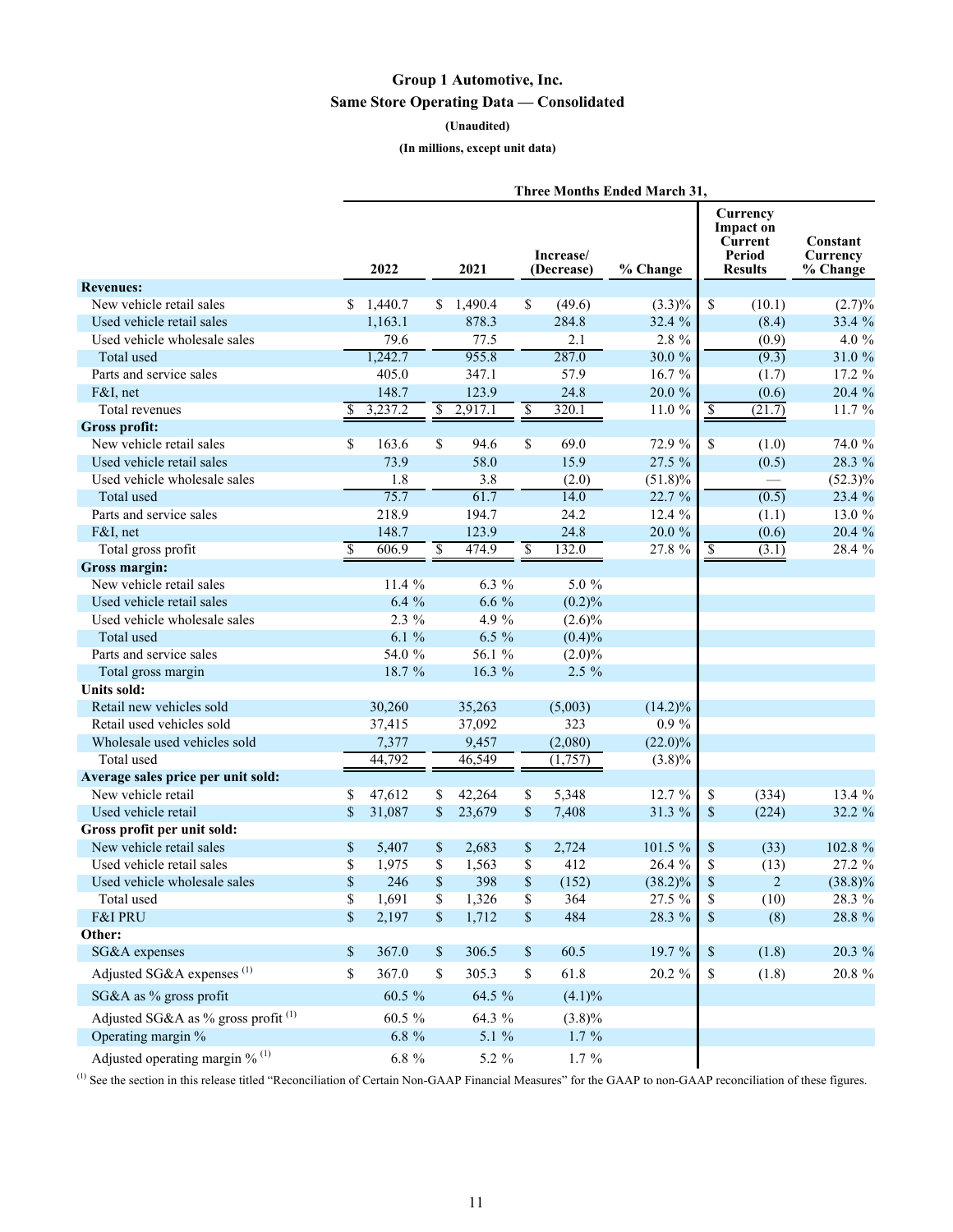# Group 1 Automotive, Inc.

## Same Store Operating Data — Consolidated

**(Unaudited)**

**(In millions, except unit data)**

| | Three Months Ended March 31, | | | | | |
|---|---|---|---|---|---|---|
| | 2022 | 2021 | Increase/ (Decrease) | % Change | Currency Impact on Current Period Results | Constant Currency % Change |
| **Revenues:** | | | | | | |
| New vehicle retail sales | $ 1,440.7 | $ 1,490.4 | $ (49.6) | (3.3)% | $ (10.1) | (2.7)% |
| Used vehicle retail sales | 1,163.1 | 878.3 | 284.8 | 32.4 % | (8.4) | 33.4 % |
| Used vehicle wholesale sales | 79.6 | 77.5 | 2.1 | 2.8 % | (0.9) | 4.0 % |
| Total used | 1,242.7 | 955.8 | 287.0 | 30.0 % | (9.3) | 31.0 % |
| Parts and service sales | 405.0 | 347.1 | 57.9 | 16.7 % | (1.7) | 17.2 % |
| F&I, net | 148.7 | 123.9 | 24.8 | 20.0 % | (0.6) | 20.4 % |
| Total revenues | $ 3,237.2 | $ 2,917.1 | $ 320.1 | 11.0 % | $ (21.7) | 11.7 % |
| **Gross profit:** | | | | | | |
| New vehicle retail sales | $ 163.6 | $ 94.6 | $ 69.0 | 72.9 % | $ (1.0) | 74.0 % |
| Used vehicle retail sales | 73.9 | 58.0 | 15.9 | 27.5 % | (0.5) | 28.3 % |
| Used vehicle wholesale sales | 1.8 | 3.8 | (2.0) | (51.8)% | — | (52.3)% |
| Total used | 75.7 | 61.7 | 14.0 | 22.7 % | (0.5) | 23.4 % |
| Parts and service sales | 218.9 | 194.7 | 24.2 | 12.4 % | (1.1) | 13.0 % |
| F&I, net | 148.7 | 123.9 | 24.8 | 20.0 % | (0.6) | 20.4 % |
| Total gross profit | $ 606.9 | $ 474.9 | $ 132.0 | 27.8 % | $ (3.1) | 28.4 % |
| **Gross margin:** | | | | | | |
| New vehicle retail sales | 11.4 % | 6.3 % | 5.0 % | | | |
| Used vehicle retail sales | 6.4 % | 6.6 % | (0.2)% | | | |
| Used vehicle wholesale sales | 2.3 % | 4.9 % | (2.6)% | | | |
| Total used | 6.1 % | 6.5 % | (0.4)% | | | |
| Parts and service sales | 54.0 % | 56.1 % | (2.0)% | | | |
| Total gross margin | 18.7 % | 16.3 % | 2.5 % | | | |
| **Units sold:** | | | | | | |
| Retail new vehicles sold | 30,260 | 35,263 | (5,003) | (14.2)% | | |
| Retail used vehicles sold | 37,415 | 37,092 | 323 | 0.9 % | | |
| Wholesale used vehicles sold | 7,377 | 9,457 | (2,080) | (22.0)% | | |
| Total used | 44,792 | 46,549 | (1,757) | (3.8)% | | |
| **Average sales price per unit sold:** | | | | | | |
| New vehicle retail | $ 47,612 | $ 42,264 | $ 5,348 | 12.7 % | $ (334) | 13.4 % |
| Used vehicle retail | $ 31,087 | $ 23,679 | $ 7,408 | 31.3 % | $ (224) | 32.2 % |
| **Gross profit per unit sold:** | | | | | | |
| New vehicle retail sales | $ 5,407 | $ 2,683 | $ 2,724 | 101.5 % | $ (33) | 102.8 % |
| Used vehicle retail sales | $ 1,975 | $ 1,563 | $ 412 | 26.4 % | $ (13) | 27.2 % |
| Used vehicle wholesale sales | $ 246 | $ 398 | $ (152) | (38.2)% | $ 2 | (38.8)% |
| Total used | $ 1,691 | $ 1,326 | $ 364 | 27.5 % | $ (10) | 28.3 % |
| F&I PRU | $ 2,197 | $ 1,712 | $ 484 | 28.3 % | $ (8) | 28.8 % |
| **Other:** | | | | | | |
| SG&A expenses | $ 367.0 | $ 306.5 | $ 60.5 | 19.7 % | $ (1.8) | 20.3 % |
| Adjusted SG&A expenses [(1)] | $ 367.0 | $ 305.3 | $ 61.8 | 20.2 % | $ (1.8) | 20.8 % |
| SG&A as % gross profit | 60.5 % | 64.5 % | (4.1)% | | | |
| Adjusted SG&A as % gross profit [(1)] | 60.5 % | 64.3 % | (3.8)% | | | |
| Operating margin % | 6.8 % | 5.1 % | 1.7 % | | | |
| Adjusted operating margin % [(1)] | 6.8 % | 5.2 % | 1.7 % | | | |

(1) See the section in this release titled "Reconciliation of Certain Non-GAAP Financial Measures" for the GAAP to non-GAAP reconciliation of these figures.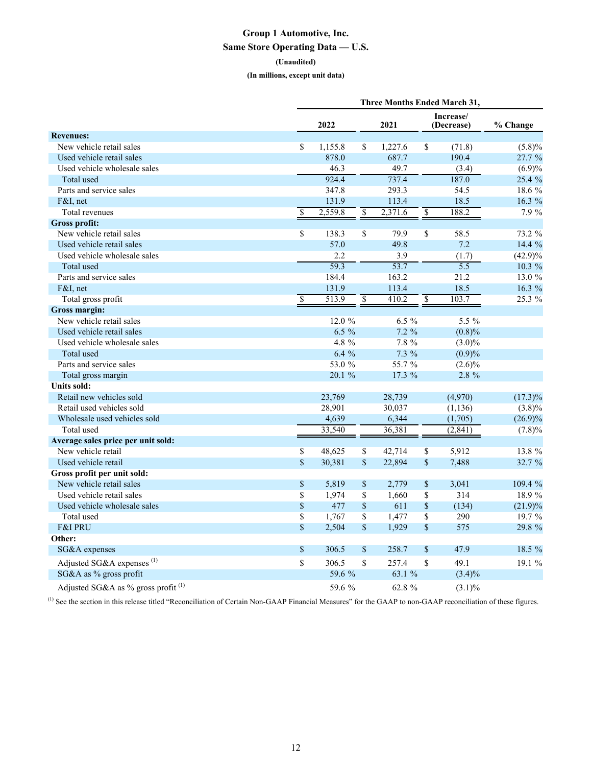# Group 1 Automotive, Inc.

## Same Store Operating Data — U.S.

**(Unaudited)**

**(In millions, except unit data)**

| | Three Months Ended March 31, | | | |
|---|---|---|---|---|
| | 2022 | 2021 | Increase/ (Decrease) | % Change |
| **Revenues:** | | | | |
| New vehicle retail sales | $ 1,155.8 | $ 1,227.6 | $ (71.8) | (5.8)% |
| Used vehicle retail sales | 878.0 | 687.7 | 190.4 | 27.7 % |
| Used vehicle wholesale sales | 46.3 | 49.7 | (3.4) | (6.9)% |
| Total used | 924.4 | 737.4 | 187.0 | 25.4 % |
| Parts and service sales | 347.8 | 293.3 | 54.5 | 18.6 % |
| F&I, net | 131.9 | 113.4 | 18.5 | 16.3 % |
| Total revenues | $ 2,559.8 | $ 2,371.6 | $ 188.2 | 7.9 % |
| **Gross profit:** | | | | |
| New vehicle retail sales | $ 138.3 | $ 79.9 | $ 58.5 | 73.2 % |
| Used vehicle retail sales | 57.0 | 49.8 | 7.2 | 14.4 % |
| Used vehicle wholesale sales | 2.2 | 3.9 | (1.7) | (42.9)% |
| Total used | 59.3 | 53.7 | 5.5 | 10.3 % |
| Parts and service sales | 184.4 | 163.2 | 21.2 | 13.0 % |
| F&I, net | 131.9 | 113.4 | 18.5 | 16.3 % |
| Total gross profit | $ 513.9 | $ 410.2 | $ 103.7 | 25.3 % |
| **Gross margin:** | | | | |
| New vehicle retail sales | 12.0 % | 6.5 % | 5.5 % | |
| Used vehicle retail sales | 6.5 % | 7.2 % | (0.8)% | |
| Used vehicle wholesale sales | 4.8 % | 7.8 % | (3.0)% | |
| Total used | 6.4 % | 7.3 % | (0.9)% | |
| Parts and service sales | 53.0 % | 55.7 % | (2.6)% | |
| Total gross margin | 20.1 % | 17.3 % | 2.8 % | |
| **Units sold:** | | | | |
| Retail new vehicles sold | 23,769 | 28,739 | (4,970) | (17.3)% |
| Retail used vehicles sold | 28,901 | 30,037 | (1,136) | (3.8)% |
| Wholesale used vehicles sold | 4,639 | 6,344 | (1,705) | (26.9)% |
| Total used | 33,540 | 36,381 | (2,841) | (7.8)% |
| **Average sales price per unit sold:** | | | | |
| New vehicle retail | $ 48,625 | $ 42,714 | $ 5,912 | 13.8 % |
| Used vehicle retail | $ 30,381 | $ 22,894 | $ 7,488 | 32.7 % |
| **Gross profit per unit sold:** | | | | |
| New vehicle retail sales | $ 5,819 | $ 2,779 | $ 3,041 | 109.4 % |
| Used vehicle retail sales | $ 1,974 | $ 1,660 | $ 314 | 18.9 % |
| Used vehicle wholesale sales | $ 477 | $ 611 | $ (134) | (21.9)% |
| Total used | $ 1,767 | $ 1,477 | $ 290 | 19.7 % |
| F&I PRU | $ 2,504 | $ 1,929 | $ 575 | 29.8 % |
| **Other:** | | | | |
| SG&A expenses | $ 306.5 | $ 258.7 | $ 47.9 | 18.5 % |
| Adjusted SG&A expenses [(1)] | $ 306.5 | $ 257.4 | $ 49.1 | 19.1 % |
| SG&A as % gross profit | 59.6 % | 63.1 % | (3.4)% | |
| Adjusted SG&A as % gross profit [(1)] | 59.6 % | 62.8 % | (3.1)% | |

[(1)] See the section in this release titled "Reconciliation of Certain Non-GAAP Financial Measures" for the GAAP to non-GAAP reconciliation of these figures.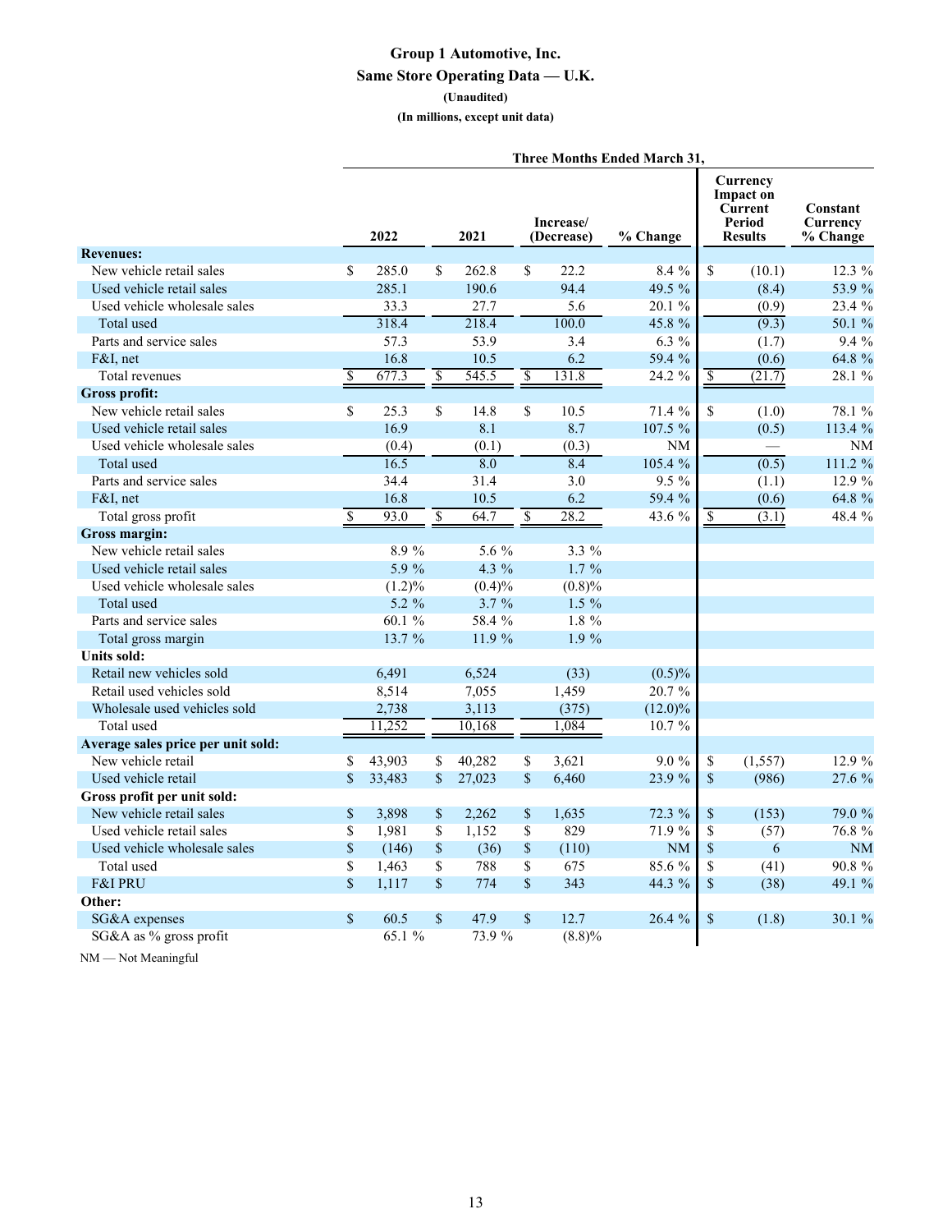# Group 1 Automotive, Inc.

## Same Store Operating Data — U.K.

**(Unaudited)**

**(In millions, except unit data)**

| | Three Months Ended March 31, | | | | | |
|---|---|---|---|---|---|---|
| | 2022 | 2021 | Increase/ (Decrease) | % Change | Currency Impact on Current Period Results | Constant Currency % Change |
| **Revenues:** | | | | | | |
| New vehicle retail sales | $ 285.0 | $ 262.8 | $ 22.2 | 8.4 % | $ (10.1) | 12.3 % |
| Used vehicle retail sales | 285.1 | 190.6 | 94.4 | 49.5 % | (8.4) | 53.9 % |
| Used vehicle wholesale sales | 33.3 | 27.7 | 5.6 | 20.1 % | (0.9) | 23.4 % |
| Total used | 318.4 | 218.4 | 100.0 | 45.8 % | (9.3) | 50.1 % |
| Parts and service sales | 57.3 | 53.9 | 3.4 | 6.3 % | (1.7) | 9.4 % |
| F&I, net | 16.8 | 10.5 | 6.2 | 59.4 % | (0.6) | 64.8 % |
| Total revenues | $ 677.3 | $ 545.5 | $ 131.8 | 24.2 % | $ (21.7) | 28.1 % |
| **Gross profit:** | | | | | | |
| New vehicle retail sales | $ 25.3 | $ 14.8 | $ 10.5 | 71.4 % | $ (1.0) | 78.1 % |
| Used vehicle retail sales | 16.9 | 8.1 | 8.7 | 107.5 % | (0.5) | 113.4 % |
| Used vehicle wholesale sales | (0.4) | (0.1) | (0.3) | NM | — | NM |
| Total used | 16.5 | 8.0 | 8.4 | 105.4 % | (0.5) | 111.2 % |
| Parts and service sales | 34.4 | 31.4 | 3.0 | 9.5 % | (1.1) | 12.9 % |
| F&I, net | 16.8 | 10.5 | 6.2 | 59.4 % | (0.6) | 64.8 % |
| Total gross profit | $ 93.0 | $ 64.7 | $ 28.2 | 43.6 % | $ (3.1) | 48.4 % |
| **Gross margin:** | | | | | | |
| New vehicle retail sales | 8.9 % | 5.6 % | 3.3 % | | | |
| Used vehicle retail sales | 5.9 % | 4.3 % | 1.7 % | | | |
| Used vehicle wholesale sales | (1.2)% | (0.4)% | (0.8)% | | | |
| Total used | 5.2 % | 3.7 % | 1.5 % | | | |
| Parts and service sales | 60.1 % | 58.4 % | 1.8 % | | | |
| Total gross margin | 13.7 % | 11.9 % | 1.9 % | | | |
| **Units sold:** | | | | | | |
| Retail new vehicles sold | 6,491 | 6,524 | (33) | (0.5)% | | |
| Retail used vehicles sold | 8,514 | 7,055 | 1,459 | 20.7 % | | |
| Wholesale used vehicles sold | 2,738 | 3,113 | (375) | (12.0)% | | |
| Total used | 11,252 | 10,168 | 1,084 | 10.7 % | | |
| **Average sales price per unit sold:** | | | | | | |
| New vehicle retail | $ 43,903 | $ 40,282 | $ 3,621 | 9.0 % | $ (1,557) | 12.9 % |
| Used vehicle retail | $ 33,483 | $ 27,023 | $ 6,460 | 23.9 % | $ (986) | 27.6 % |
| **Gross profit per unit sold:** | | | | | | |
| New vehicle retail sales | $ 3,898 | $ 2,262 | $ 1,635 | 72.3 % | $ (153) | 79.0 % |
| Used vehicle retail sales | $ 1,981 | $ 1,152 | $ 829 | 71.9 % | $ (57) | 76.8 % |
| Used vehicle wholesale sales | $ (146) | $ (36) | $ (110) | NM | $ 6 | NM |
| Total used | $ 1,463 | $ 788 | $ 675 | 85.6 % | $ (41) | 90.8 % |
| F&I PRU | $ 1,117 | $ 774 | $ 343 | 44.3 % | $ (38) | 49.1 % |
| **Other:** | | | | | | |
| SG&A expenses | $ 60.5 | $ 47.9 | $ 12.7 | 26.4 % | $ (1.8) | 30.1 % |
| SG&A as % gross profit | 65.1 % | 73.9 % | (8.8)% | | | |

NM — Not Meaningful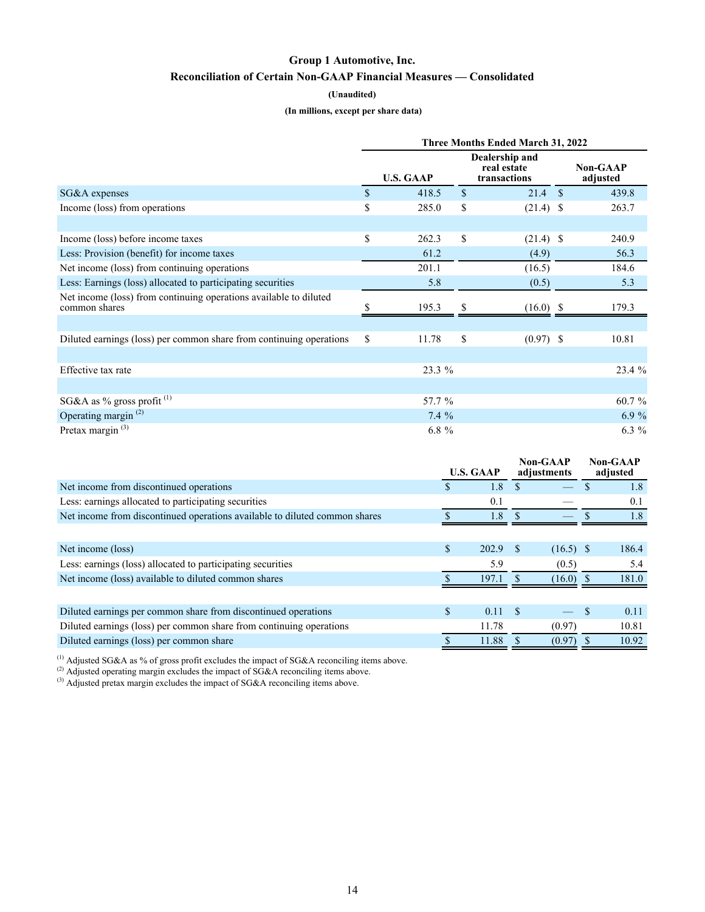# Group 1 Automotive, Inc.

## Reconciliation of Certain Non-GAAP Financial Measures — Consolidated

**(Unaudited)**

**(In millions, except per share data)**

| | Three Months Ended March 31, 2022 | | |
|---|---|---|---|
| | U.S. GAAP | Dealership and real estate transactions | Non-GAAP adjusted |
| SG&A expenses | $ 418.5 | $ 21.4 | $ 439.8 |
| Income (loss) from operations | $ 285.0 | $ (21.4) | $ 263.7 |
| | | | |
| Income (loss) before income taxes | $ 262.3 | $ (21.4) | $ 240.9 |
| Less: Provision (benefit) for income taxes | 61.2 | (4.9) | 56.3 |
| Net income (loss) from continuing operations | 201.1 | (16.5) | 184.6 |
| Less: Earnings (loss) allocated to participating securities | 5.8 | (0.5) | 5.3 |
| Net income (loss) from continuing operations available to diluted common shares | $ 195.3 | $ (16.0) | $ 179.3 |
| | | | |
| Diluted earnings (loss) per common share from continuing operations | $ 11.78 | $ (0.97) | $ 10.81 |
| | | | |
| Effective tax rate | 23.3 % | | 23.4 % |
| | | | |
| SG&A as % gross profit [(1)] | 57.7 % | | 60.7 % |
| Operating margin [(2)] | 7.4 % | | 6.9 % |
| Pretax margin [(3)] | 6.8 % | | 6.3 % |

| | U.S. GAAP | Non-GAAP adjustments | Non-GAAP adjusted |
|---|---|---|---|
| Net income from discontinued operations | $ 1.8 | $ — | $ 1.8 |
| Less: earnings allocated to participating securities | 0.1 | — | 0.1 |
| Net income from discontinued operations available to diluted common shares | $ 1.8 | $ — | $ 1.8 |
| | | | |
| Net income (loss) | $ 202.9 | $ (16.5) | $ 186.4 |
| Less: earnings (loss) allocated to participating securities | 5.9 | (0.5) | 5.4 |
| Net income (loss) available to diluted common shares | $ 197.1 | $ (16.0) | $ 181.0 |
| | | | |
| Diluted earnings per common share from discontinued operations | $ 0.11 | $ — | $ 0.11 |
| Diluted earnings (loss) per common share from continuing operations | 11.78 | (0.97) | 10.81 |
| Diluted earnings (loss) per common share | $ 11.88 | $ (0.97) | $ 10.92 |

[(1)] Adjusted SG&A as % of gross profit excludes the impact of SG&A reconciling items above.
[(2)] Adjusted operating margin excludes the impact of SG&A reconciling items above.
[(3)] Adjusted pretax margin excludes the impact of SG&A reconciling items above.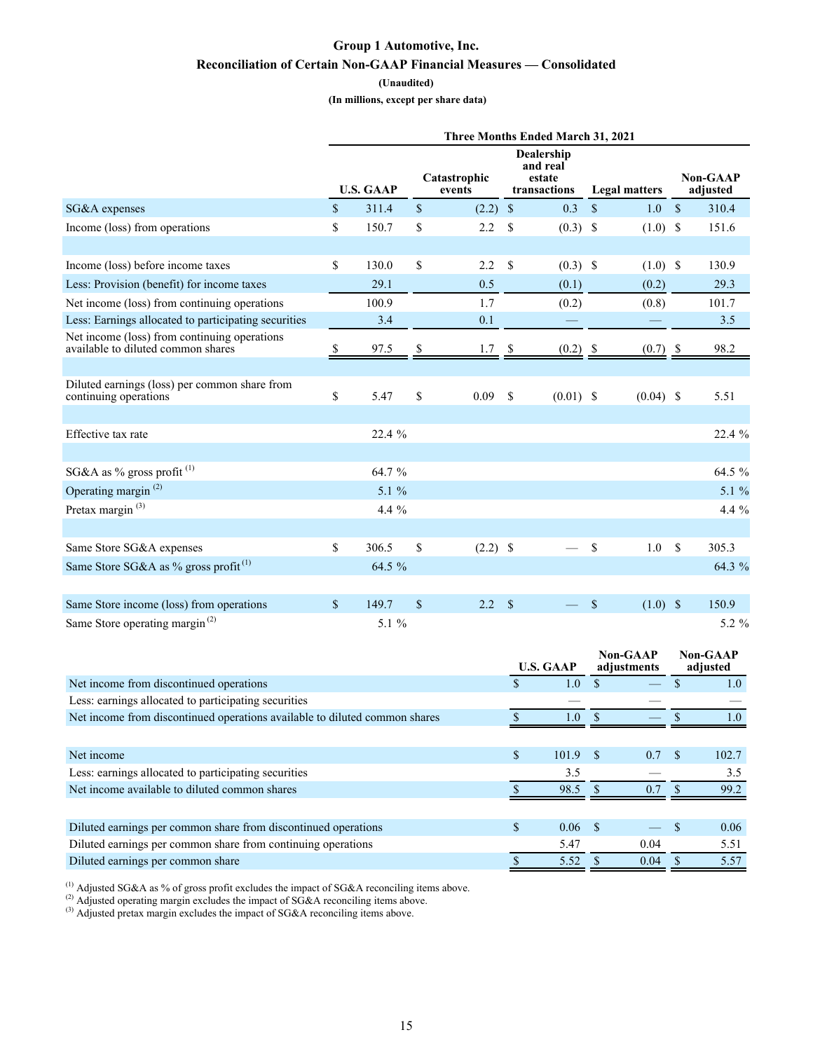# Group 1 Automotive, Inc.

## Reconciliation of Certain Non-GAAP Financial Measures — Consolidated

**(Unaudited)**

**(In millions, except per share data)**

| | Three Months Ended March 31, 2021 | | | | |
|---|---|---|---|---|---|
| | U.S. GAAP | Catastrophic events | Dealership and real estate transactions | Legal matters | Non-GAAP adjusted |
| SG&A expenses | $ 311.4 | $ (2.2) | $ 0.3 | $ 1.0 | $ 310.4 |
| Income (loss) from operations | $ 150.7 | $ 2.2 | $ (0.3) | $ (1.0) | $ 151.6 |
| | | | | | |
| Income (loss) before income taxes | $ 130.0 | $ 2.2 | $ (0.3) | $ (1.0) | $ 130.9 |
| Less: Provision (benefit) for income taxes | 29.1 | 0.5 | (0.1) | (0.2) | 29.3 |
| Net income (loss) from continuing operations | 100.9 | 1.7 | (0.2) | (0.8) | 101.7 |
| Less: Earnings allocated to participating securities | 3.4 | 0.1 | — | — | 3.5 |
| Net income (loss) from continuing operations available to diluted common shares | $ 97.5 | $ 1.7 | $ (0.2) | $ (0.7) | $ 98.2 |
| | | | | | |
| Diluted earnings (loss) per common share from continuing operations | $ 5.47 | $ 0.09 | $ (0.01) | $ (0.04) | $ 5.51 |
| | | | | | |
| Effective tax rate | 22.4 % | | | | 22.4 % |
| | | | | | |
| SG&A as % gross profit [(1)] | 64.7 % | | | | 64.5 % |
| Operating margin [(2)] | 5.1 % | | | | 5.1 % |
| Pretax margin [(3)] | 4.4 % | | | | 4.4 % |
| | | | | | |
| Same Store SG&A expenses | $ 306.5 | $ (2.2) | $ — | $ 1.0 | $ 305.3 |
| Same Store SG&A as % gross profit [(1)] | 64.5 % | | | | 64.3 % |
| | | | | | |
| Same Store income (loss) from operations | $ 149.7 | $ 2.2 | $ — | $ (1.0) | $ 150.9 |
| Same Store operating margin [(2)] | 5.1 % | | | | 5.2 % |

| | U.S. GAAP | Non-GAAP adjustments | Non-GAAP adjusted |
|---|---|---|---|
| Net income from discontinued operations | $ 1.0 | $ — | $ 1.0 |
| Less: earnings allocated to participating securities | — | — | — |
| Net income from discontinued operations available to diluted common shares | $ 1.0 | $ — | $ 1.0 |
| | | | |
| Net income | $ 101.9 | $ 0.7 | $ 102.7 |
| Less: earnings allocated to participating securities | 3.5 | — | 3.5 |
| Net income available to diluted common shares | $ 98.5 | $ 0.7 | $ 99.2 |
| | | | |
| Diluted earnings per common share from discontinued operations | $ 0.06 | $ — | $ 0.06 |
| Diluted earnings per common share from continuing operations | 5.47 | 0.04 | 5.51 |
| Diluted earnings per common share | $ 5.52 | $ 0.04 | $ 5.57 |

(1) Adjusted SG&A as % of gross profit excludes the impact of SG&A reconciling items above.
(2) Adjusted operating margin excludes the impact of SG&A reconciling items above.
(3) Adjusted pretax margin excludes the impact of SG&A reconciling items above.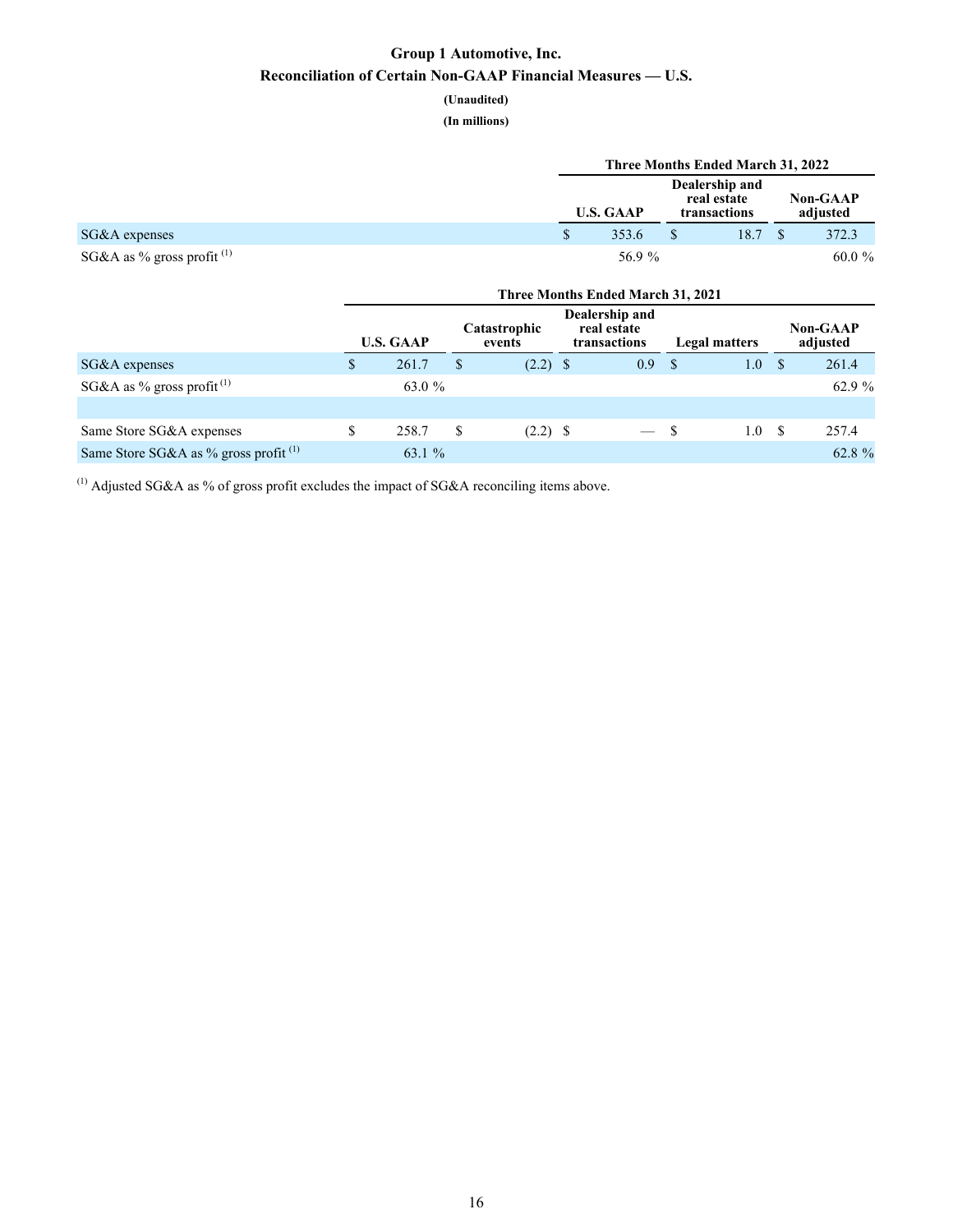# Group 1 Automotive, Inc.

## Reconciliation of Certain Non-GAAP Financial Measures — U.S.

**(Unaudited)**

**(In millions)**

| | Three Months Ended March 31, 2022 | | |
|---|---|---|---|
| | U.S. GAAP | Dealership and real estate transactions | Non-GAAP adjusted |
| SG&A expenses | $ 353.6 | $ 18.7 | $ 372.3 |
| SG&A as % gross profit [(1)] | 56.9 % | | 60.0 % |

| | Three Months Ended March 31, 2021 | | | | |
|---|---|---|---|---|---|
| | U.S. GAAP | Catastrophic events | Dealership and real estate transactions | Legal matters | Non-GAAP adjusted |
| SG&A expenses | $ 261.7 | $ (2.2) | $ 0.9 | $ 1.0 | $ 261.4 |
| SG&A as % gross profit [(1)] | 63.0 % | | | | 62.9 % |
| | | | | | |
| Same Store SG&A expenses | $ 258.7 | $ (2.2) | $ — | $ 1.0 | $ 257.4 |
| Same Store SG&A as % gross profit [(1)] | 63.1 % | | | | 62.8 % |

[(1)] Adjusted SG&A as % of gross profit excludes the impact of SG&A reconciling items above.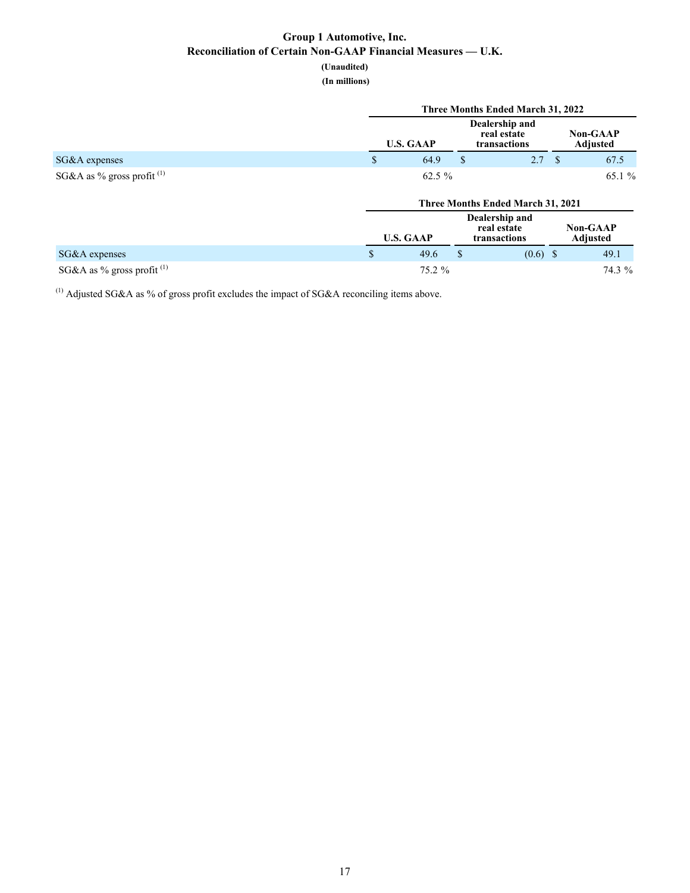# Group 1 Automotive, Inc.
## Reconciliation of Certain Non-GAAP Financial Measures — U.K.

**(Unaudited)**

**(In millions)**

| | Three Months Ended March 31, 2022 | | |
|---|---|---|---|
| | **U.S. GAAP** | **Dealership and real estate transactions** | **Non-GAAP Adjusted** |
| SG&A expenses | $ 64.9 | $ 2.7 | $ 67.5 |
| SG&A as % gross profit [(1)] | 62.5 % | | 65.1 % |

| | Three Months Ended March 31, 2021 | | |
|---|---|---|---|
| | **U.S. GAAP** | **Dealership and real estate transactions** | **Non-GAAP Adjusted** |
| SG&A expenses | $ 49.6 | $ (0.6) | $ 49.1 |
| SG&A as % gross profit [(1)] | 75.2 % | | 74.3 % |

[(1)] Adjusted SG&A as % of gross profit excludes the impact of SG&A reconciling items above.